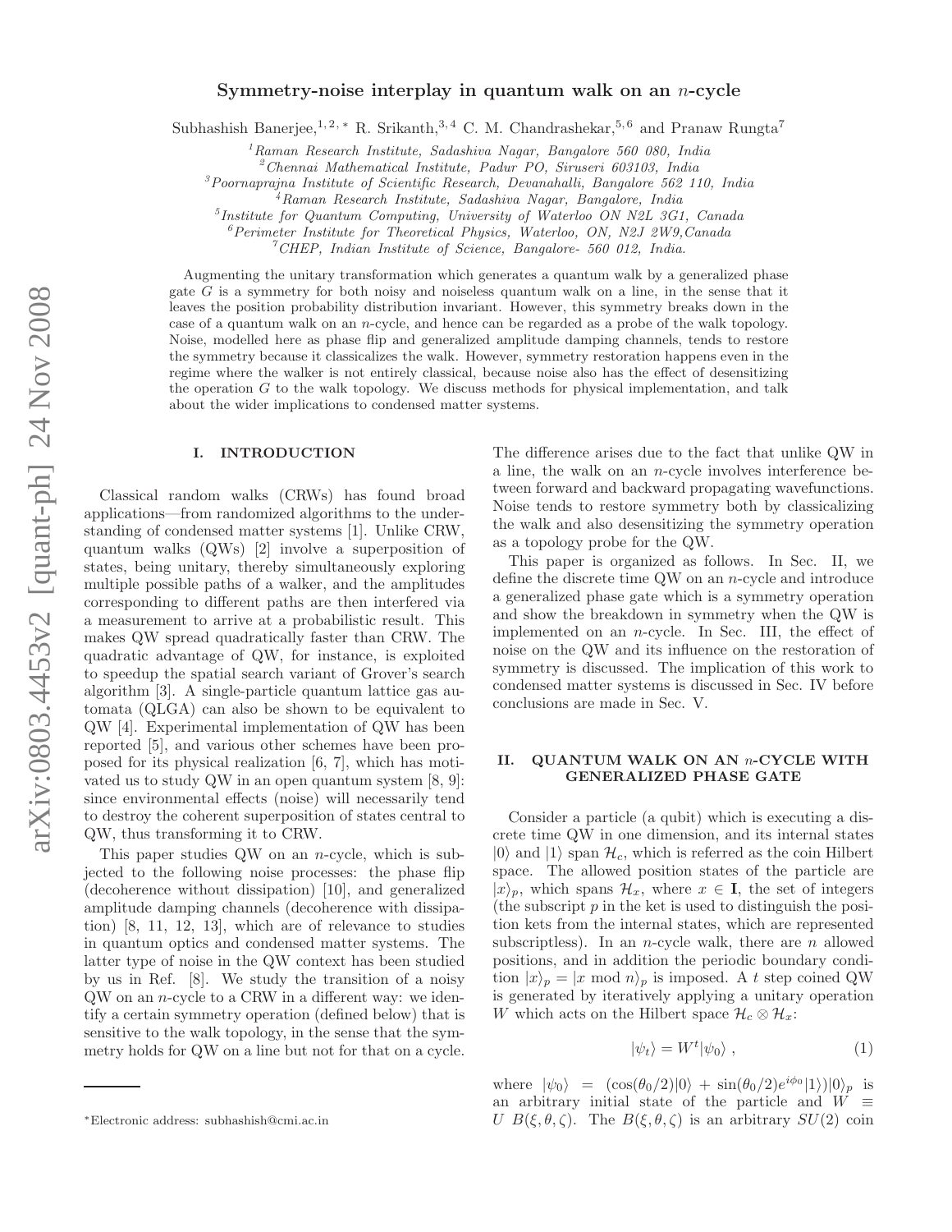# Symmetry-noise interplay in quantum walk on an $n$-cycle

Subhashish Banerjee,[1,2,*] R. Srikanth,[3,4] C. M. Chandrashekar,[5,6] and Pranaw Rungta[7]

[1] Raman Research Institute, Sadashiva Nagar, Bangalore 560 080, India
[2] Chennai Mathematical Institute, Padur PO, Siruseri 603103, India
[3] Poornaprajna Institute of Scientific Research, Devanahalli, Bangalore 562 110, India
[4] Raman Research Institute, Sadashiva Nagar, Bangalore, India
[5] Institute for Quantum Computing, University of Waterloo ON N2L 3G1, Canada
[6] Perimeter Institute for Theoretical Physics, Waterloo, ON, N2J 2W9, Canada
[7] CHEP, Indian Institute of Science, Bangalore- 560 012, India.

Augmenting the unitary transformation which generates a quantum walk by a generalized phase gate $G$ is a symmetry for both noisy and noiseless quantum walk on a line, in the sense that it leaves the position probability distribution invariant. However, this symmetry breaks down in the case of a quantum walk on an $n$-cycle, and hence can be regarded as a probe of the walk topology. Noise, modelled here as phase flip and generalized amplitude damping channels, tends to restore the symmetry because it classicalizes the walk. However, symmetry restoration happens even in the regime where the walker is not entirely classical, because noise also has the effect of desensitizing the operation $G$ to the walk topology. We discuss methods for physical implementation, and talk about the wider implications to condensed matter systems.

## I. INTRODUCTION

Classical random walks (CRWs) has found broad applications—from randomized algorithms to the understanding of condensed matter systems [1]. Unlike CRW, quantum walks (QWs) [2] involve a superposition of states, being unitary, thereby simultaneously exploring multiple possible paths of a walker, and the amplitudes corresponding to different paths are then interfered via a measurement to arrive at a probabilistic result. This makes QW spread quadratically faster than CRW. The quadratic advantage of QW, for instance, is exploited to speedup the spatial search variant of Grover's search algorithm [3]. A single-particle quantum lattice gas automata (QLGA) can also be shown to be equivalent to QW [4]. Experimental implementation of QW has been reported [5], and various other schemes have been proposed for its physical realization [6, 7], which has motivated us to study QW in an open quantum system [8, 9]: since environmental effects (noise) will necessarily tend to destroy the coherent superposition of states central to QW, thus transforming it to CRW.

This paper studies QW on an $n$-cycle, which is subjected to the following noise processes: the phase flip (decoherence without dissipation) [10], and generalized amplitude damping channels (decoherence with dissipation) [8, 11, 12, 13], which are of relevance to studies in quantum optics and condensed matter systems. The latter type of noise in the QW context has been studied by us in Ref. [8]. We study the transition of a noisy QW on an $n$-cycle to a CRW in a different way: we identify a certain symmetry operation (defined below) that is sensitive to the walk topology, in the sense that the symmetry holds for QW on a line but not for that on a cycle. The difference arises due to the fact that unlike QW in a line, the walk on an $n$-cycle involves interference between forward and backward propagating wavefunctions. Noise tends to restore symmetry both by classicalizing the walk and also desensitizing the symmetry operation as a topology probe for the QW.

This paper is organized as follows. In Sec. II, we define the discrete time QW on an $n$-cycle and introduce a generalized phase gate which is a symmetry operation and show the breakdown in symmetry when the QW is implemented on an $n$-cycle. In Sec. III, the effect of noise on the QW and its influence on the restoration of symmetry is discussed. The implication of this work to condensed matter systems is discussed in Sec. IV before conclusions are made in Sec. V.

## II. QUANTUM WALK ON AN $n$-CYCLE WITH GENERALIZED PHASE GATE

Consider a particle (a qubit) which is executing a discrete time QW in one dimension, and its internal states $|0\rangle$ and $|1\rangle$ span $\mathcal{H}_c$, which is referred as the coin Hilbert space. The allowed position states of the particle are $|x\rangle_p$, which spans $\mathcal{H}_x$, where $x \in \mathbf{I}$, the set of integers (the subscript $p$ in the ket is used to distinguish the position kets from the internal states, which are represented subscriptless). In an $n$-cycle walk, there are $n$ allowed positions, and in addition the periodic boundary condition $|x\rangle_p = |x \bmod n\rangle_p$ is imposed. A $t$ step coined QW is generated by iteratively applying a unitary operation $W$ which acts on the Hilbert space $\mathcal{H}_c \otimes \mathcal{H}_x$:

$$|\psi_t\rangle = W^t|\psi_0\rangle \ , \tag{1}$$

where $|\psi_0\rangle = (\cos(\theta_0/2)|0\rangle + \sin(\theta_0/2)e^{i\phi_0}|1\rangle)|0\rangle_p$ is an arbitrary initial state of the particle and $W \equiv U\ B(\xi, \theta, \zeta)$. The $B(\xi, \theta, \zeta)$ is an arbitrary $SU(2)$ coin

*Electronic address: subhashish@cmi.ac.in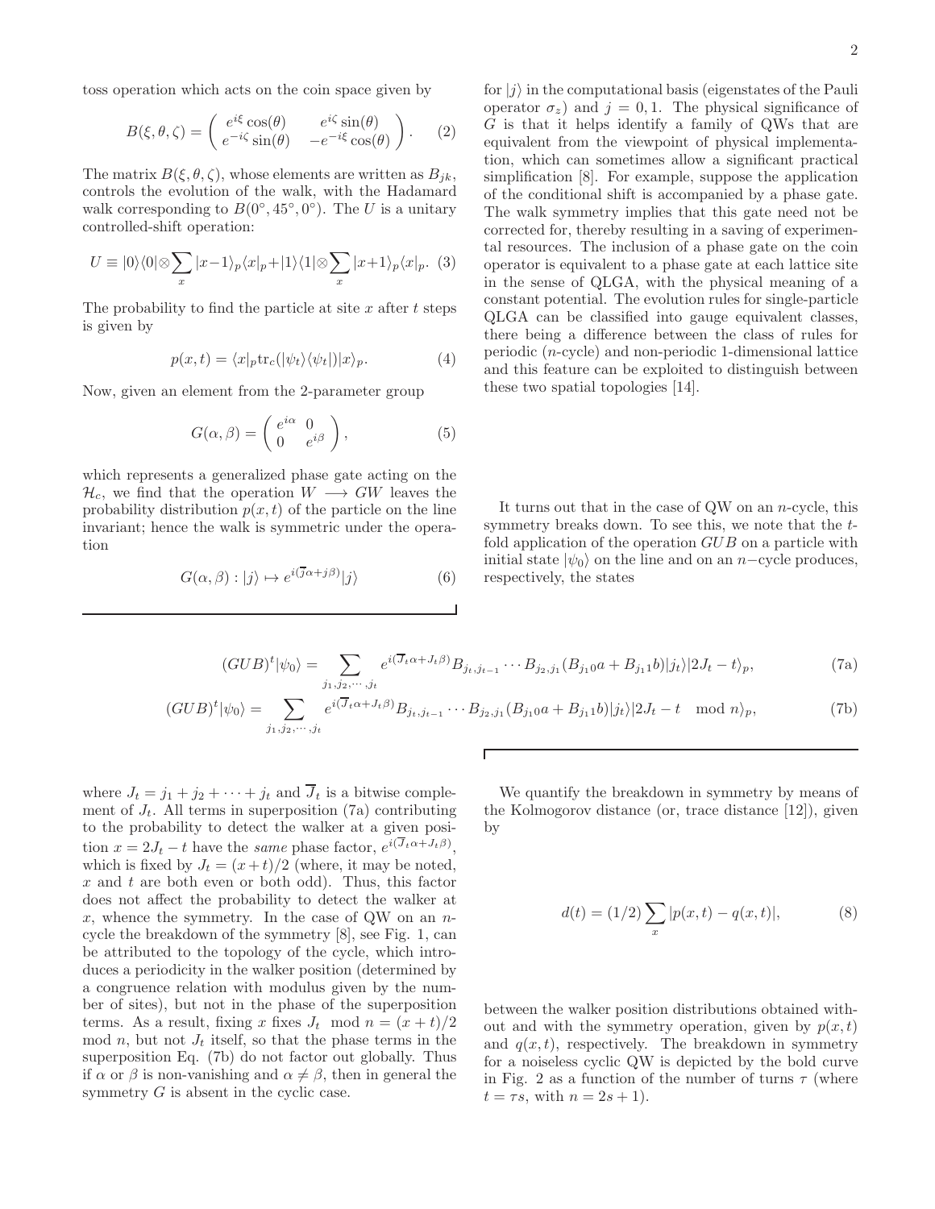toss operation which acts on the coin space given by

$$B(\xi,\theta,\zeta) = \begin{pmatrix} e^{i\xi}\cos(\theta) & e^{i\zeta}\sin(\theta) \\ e^{-i\zeta}\sin(\theta) & -e^{-i\xi}\cos(\theta) \end{pmatrix}. \quad (2)$$

The matrix $B(\xi,\theta,\zeta)$, whose elements are written as $B_{jk}$, controls the evolution of the walk, with the Hadamard walk corresponding to $B(0^\circ, 45^\circ, 0^\circ)$. The $U$ is a unitary controlled-shift operation:

$$U \equiv |0\rangle\langle 0|\otimes\sum_x |x-1\rangle_p\langle x|_p + |1\rangle\langle 1|\otimes\sum_x |x+1\rangle_p\langle x|_p. \quad (3)$$

The probability to find the particle at site $x$ after $t$ steps is given by

$$p(x,t) = \langle x|_p \mathrm{tr}_c(|\psi_t\rangle\langle\psi_t|)|x\rangle_p. \quad (4)$$

Now, given an element from the 2-parameter group

$$G(\alpha,\beta) = \begin{pmatrix} e^{i\alpha} & 0 \\ 0 & e^{i\beta} \end{pmatrix}, \quad (5)$$

which represents a generalized phase gate acting on the $\mathcal{H}_c$, we find that the operation $W \longrightarrow GW$ leaves the probability distribution $p(x,t)$ of the particle on the line invariant; hence the walk is symmetric under the operation

$$G(\alpha,\beta) : |j\rangle \mapsto e^{i(\overline{j}\alpha + j\beta)}|j\rangle \quad (6)$$

for $|j\rangle$ in the computational basis (eigenstates of the Pauli operator $\sigma_z$) and $j = 0, 1$. The physical significance of $G$ is that it helps identify a family of QWs that are equivalent from the viewpoint of physical implementation, which can sometimes allow a significant practical simplification [8]. For example, suppose the application of the conditional shift is accompanied by a phase gate. The walk symmetry implies that this gate need not be corrected for, thereby resulting in a saving of experimental resources. The inclusion of a phase gate on the coin operator is equivalent to a phase gate at each lattice site in the sense of QLGA, with the physical meaning of a constant potential. The evolution rules for single-particle QLGA can be classified into gauge equivalent classes, there being a difference between the class of rules for periodic ($n$-cycle) and non-periodic 1-dimensional lattice and this feature can be exploited to distinguish between these two spatial topologies [14].

It turns out that in the case of QW on an $n$-cycle, this symmetry breaks down. To see this, we note that the $t$-fold application of the operation $GUB$ on a particle with initial state $|\psi_0\rangle$ on the line and on an $n-$cycle produces, respectively, the states

$$(GUB)^t|\psi_0\rangle = \sum_{j_1,j_2,\cdots,j_t} e^{i(\overline{J}_t\alpha + J_t\beta)} B_{j_t,j_{t-1}}\cdots B_{j_2,j_1}(B_{j_1 0}a + B_{j_1 1}b)|j_t\rangle|2J_t - t\rangle_p, \quad (7a)$$

$$(GUB)^t|\psi_0\rangle = \sum_{j_1,j_2,\cdots,j_t} e^{i(\overline{J}_t\alpha + J_t\beta)} B_{j_t,j_{t-1}}\cdots B_{j_2,j_1}(B_{j_1 0}a + B_{j_1 1}b)|j_t\rangle|2J_t - t \mod n\rangle_p, \quad (7b)$$

where $J_t = j_1 + j_2 + \cdots + j_t$ and $\overline{J}_t$ is a bitwise complement of $J_t$. All terms in superposition (7a) contributing to the probability to detect the walker at a given position $x = 2J_t - t$ have the *same* phase factor, $e^{i(\overline{J}_t\alpha + J_t\beta)}$, which is fixed by $J_t = (x+t)/2$ (where, it may be noted, $x$ and $t$ are both even or both odd). Thus, this factor does not affect the probability to detect the walker at $x$, whence the symmetry. In the case of QW on an $n$-cycle the breakdown of the symmetry [8], see Fig. 1, can be attributed to the topology of the cycle, which introduces a periodicity in the walker position (determined by a congruence relation with modulus given by the number of sites), but not in the phase of the superposition terms. As a result, fixing $x$ fixes $J_t \mod n = (x+t)/2 \mod n$, but not $J_t$ itself, so that the phase terms in the superposition Eq. (7b) do not factor out globally. Thus if $\alpha$ or $\beta$ is non-vanishing and $\alpha \neq \beta$, then in general the symmetry $G$ is absent in the cyclic case.

We quantify the breakdown in symmetry by means of the Kolmogorov distance (or, trace distance [12]), given by

$$d(t) = (1/2)\sum_x |p(x,t) - q(x,t)|, \quad (8)$$

between the walker position distributions obtained without and with the symmetry operation, given by $p(x,t)$ and $q(x,t)$, respectively. The breakdown in symmetry for a noiseless cyclic QW is depicted by the bold curve in Fig. 2 as a function of the number of turns $\tau$ (where $t = \tau s$, with $n = 2s+1$).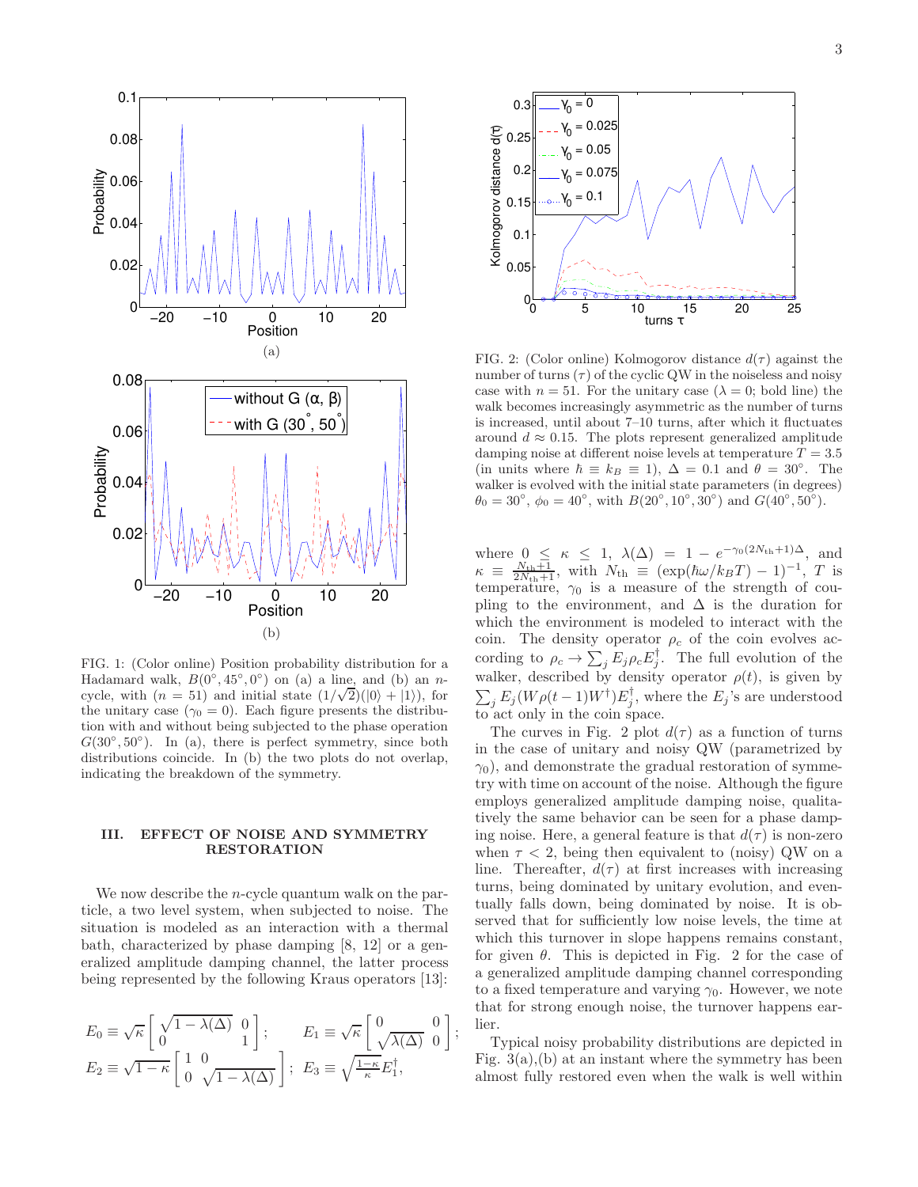FIG. 1: (Color online) Position probability distribution for a Hadamard walk, $B(0^\circ, 45^\circ, 0^\circ)$ on (a) a line, and (b) an $n$-cycle, with ($n = 51$) and initial state $(1/\sqrt{2})(|0\rangle + |1\rangle)$, for the unitary case ($\gamma_0 = 0$). Each figure presents the distribution with and without being subjected to the phase operation $G(30^\circ, 50^\circ)$. In (a), there is perfect symmetry, since both distributions coincide. In (b) the two plots do not overlap, indicating the breakdown of the symmetry.

## III. EFFECT OF NOISE AND SYMMETRY RESTORATION

We now describe the $n$-cycle quantum walk on the particle, a two level system, when subjected to noise. The situation is modeled as an interaction with a thermal bath, characterized by phase damping [8, 12] or a generalized amplitude damping channel, the latter process being represented by the following Kraus operators [13]:

$$E_0 \equiv \sqrt{\kappa}\begin{bmatrix} \sqrt{1-\lambda(\Delta)} & 0 \\ 0 & 1 \end{bmatrix}; \qquad E_1 \equiv \sqrt{\kappa}\begin{bmatrix} 0 & 0 \\ \sqrt{\lambda(\Delta)} & 0 \end{bmatrix};$$

$$E_2 \equiv \sqrt{1-\kappa}\begin{bmatrix} 1 & 0 \\ 0 & \sqrt{1-\lambda(\Delta)} \end{bmatrix}; \; E_3 \equiv \sqrt{\frac{1-\kappa}{\kappa}}E_1^\dagger,$$

FIG. 2: (Color online) Kolmogorov distance $d(\tau)$ against the number of turns ($\tau$) of the cyclic QW in the noiseless and noisy case with $n = 51$. For the unitary case ($\lambda = 0$; bold line) the walk becomes increasingly asymmetric as the number of turns is increased, until about 7–10 turns, after which it fluctuates around $d \approx 0.15$. The plots represent generalized amplitude damping noise at different noise levels at temperature $T = 3.5$ (in units where $\hbar \equiv k_B \equiv 1$), $\Delta = 0.1$ and $\theta = 30^\circ$. The walker is evolved with the initial state parameters (in degrees) $\theta_0 = 30^\circ$, $\phi_0 = 40^\circ$, with $B(20^\circ, 10^\circ, 30^\circ)$ and $G(40^\circ, 50^\circ)$.

where $0 \leq \kappa \leq 1$, $\lambda(\Delta) = 1 - e^{-\gamma_0(2N_{\rm th}+1)\Delta}$, and $\kappa \equiv \frac{N_{\rm th}+1}{2N_{\rm th}+1}$, with $N_{\rm th} \equiv (\exp(\hbar\omega/k_B T) - 1)^{-1}$, $T$ is temperature, $\gamma_0$ is a measure of the strength of coupling to the environment, and $\Delta$ is the duration for which the environment is modeled to interact with the coin. The density operator $\rho_c$ of the coin evolves according to $\rho_c \to \sum_j E_j \rho_c E_j^\dagger$. The full evolution of the walker, described by density operator $\rho(t)$, is given by $\sum_j E_j (W\rho(t-1)W^\dagger)E_j^\dagger$, where the $E_j$'s are understood to act only in the coin space.

The curves in Fig. 2 plot $d(\tau)$ as a function of turns in the case of unitary and noisy QW (parametrized by $\gamma_0$), and demonstrate the gradual restoration of symmetry with time on account of the noise. Although the figure employs generalized amplitude damping noise, qualitatively the same behavior can be seen for a phase damping noise. Here, a general feature is that $d(\tau)$ is non-zero when $\tau < 2$, being then equivalent to (noisy) QW on a line. Thereafter, $d(\tau)$ at first increases with increasing turns, being dominated by unitary evolution, and eventually falls down, being dominated by noise. It is observed that for sufficiently low noise levels, the time at which this turnover in slope happens remains constant, for given $\theta$. This is depicted in Fig. 2 for the case of a generalized amplitude damping channel corresponding to a fixed temperature and varying $\gamma_0$. However, we note that for strong enough noise, the turnover happens earlier.

Typical noisy probability distributions are depicted in Fig. 3(a),(b) at an instant where the symmetry has been almost fully restored even when the walk is well within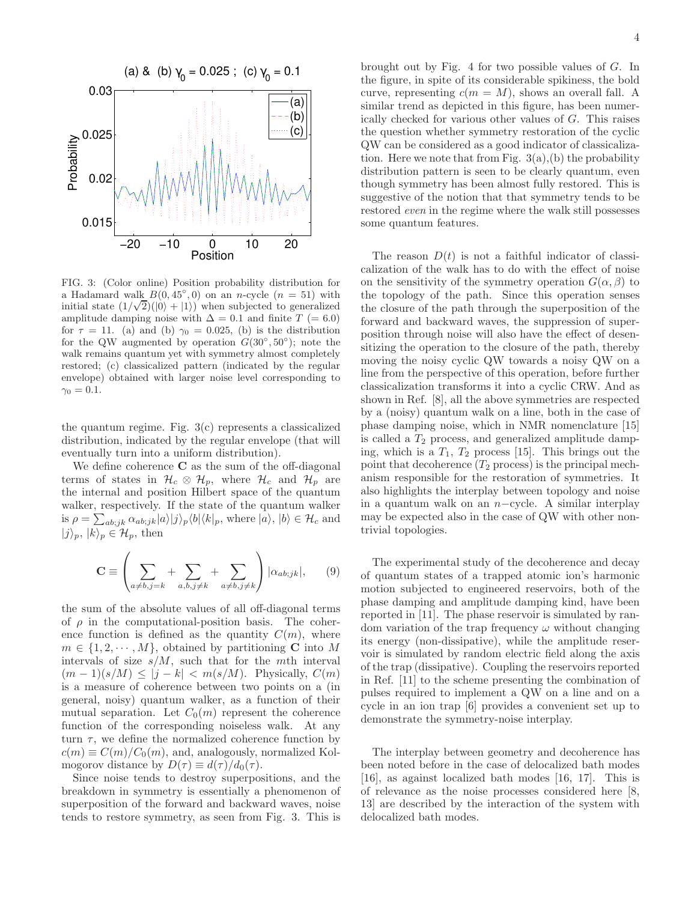FIG. 3: (Color online) Position probability distribution for a Hadamard walk $B(0, 45^\circ, 0)$ on an $n$-cycle ($n = 51$) with initial state $(1/\sqrt{2})(|0\rangle + |1\rangle)$ when subjected to generalized amplitude damping noise with $\Delta = 0.1$ and finite $T$ ($= 6.0$) for $\tau = 11$. (a) and (b) $\gamma_0 = 0.025$, (b) is the distribution for the QW augmented by operation $G(30^\circ, 50^\circ)$; note the walk remains quantum yet with symmetry almost completely restored; (c) classicalized pattern (indicated by the regular envelope) obtained with larger noise level corresponding to $\gamma_0 = 0.1$.

the quantum regime. Fig. 3(c) represents a classicalized distribution, indicated by the regular envelope (that will eventually turn into a uniform distribution).

We define coherence $\mathbf{C}$ as the sum of the off-diagonal terms of states in $\mathcal{H}_c \otimes \mathcal{H}_p$, where $\mathcal{H}_c$ and $\mathcal{H}_p$ are the internal and position Hilbert space of the quantum walker, respectively. If the state of the quantum walker is $\rho = \sum_{ab;jk} \alpha_{ab;jk} |a\rangle|j\rangle_p\langle b|\langle k|_p$, where $|a\rangle$, $|b\rangle \in \mathcal{H}_c$ and $|j\rangle_p$, $|k\rangle_p \in \mathcal{H}_p$, then

$$\mathbf{C} \equiv \left( \sum_{a \neq b, j=k} + \sum_{a,b,j\neq k} + \sum_{a\neq b, j \neq k} \right) |\alpha_{ab;jk}|, \qquad (9)$$

the sum of the absolute values of all off-diagonal terms of $\rho$ in the computational-position basis. The coherence function is defined as the quantity $C(m)$, where $m \in \{1, 2, \cdots, M\}$, obtained by partitioning $\mathbf{C}$ into $M$ intervals of size $s/M$, such that for the $m$th interval $(m-1)(s/M) \leq |j - k| < m(s/M)$. Physically, $C(m)$ is a measure of coherence between two points on a (in general, noisy) quantum walker, as a function of their mutual separation. Let $C_0(m)$ represent the coherence function of the corresponding noiseless walk. At any turn $\tau$, we define the normalized coherence function by $c(m) \equiv C(m)/C_0(m)$, and, analogously, normalized Kolmogorov distance by $D(\tau) \equiv d(\tau)/d_0(\tau)$.

Since noise tends to destroy superpositions, and the breakdown in symmetry is essentially a phenomenon of superposition of the forward and backward waves, noise tends to restore symmetry, as seen from Fig. 3. This is brought out by Fig. 4 for two possible values of $G$. In the figure, in spite of its considerable spikiness, the bold curve, representing $c(m = M)$, shows an overall fall. A similar trend as depicted in this figure, has been numerically checked for various other values of $G$. This raises the question whether symmetry restoration of the cyclic QW can be considered as a good indicator of classicalization. Here we note that from Fig. 3(a),(b) the probability distribution pattern is seen to be clearly quantum, even though symmetry has been almost fully restored. This is suggestive of the notion that that symmetry tends to be restored *even* in the regime where the walk still possesses some quantum features.

The reason $D(t)$ is not a faithful indicator of classicalization of the walk has to do with the effect of noise on the sensitivity of the symmetry operation $G(\alpha, \beta)$ to the topology of the path. Since this operation senses the closure of the path through the superposition of the forward and backward waves, the suppression of superposition through noise will also have the effect of desensitizing the operation to the closure of the path, thereby moving the noisy cyclic QW towards a noisy QW on a line from the perspective of this operation, before further classicalization transforms it into a cyclic CRW. And as shown in Ref. [8], all the above symmetries are respected by a (noisy) quantum walk on a line, both in the case of phase damping noise, which in NMR nomenclature [15] is called a $T_2$ process, and generalized amplitude damping, which is a $T_1$, $T_2$ process [15]. This brings out the point that decoherence ($T_2$ process) is the principal mechanism responsible for the restoration of symmetries. It also highlights the interplay between topology and noise in a quantum walk on an $n-$cycle. A similar interplay may be expected also in the case of QW with other nontrivial topologies.

The experimental study of the decoherence and decay of quantum states of a trapped atomic ion's harmonic motion subjected to engineered reservoirs, both of the phase damping and amplitude damping kind, have been reported in [11]. The phase reservoir is simulated by random variation of the trap frequency $\omega$ without changing its energy (non-dissipative), while the amplitude reservoir is simulated by random electric field along the axis of the trap (dissipative). Coupling the reservoirs reported in Ref. [11] to the scheme presenting the combination of pulses required to implement a QW on a line and on a cycle in an ion trap [6] provides a convenient set up to demonstrate the symmetry-noise interplay.

The interplay between geometry and decoherence has been noted before in the case of delocalized bath modes [16], as against localized bath modes [16, 17]. This is of relevance as the noise processes considered here [8, 13] are described by the interaction of the system with delocalized bath modes.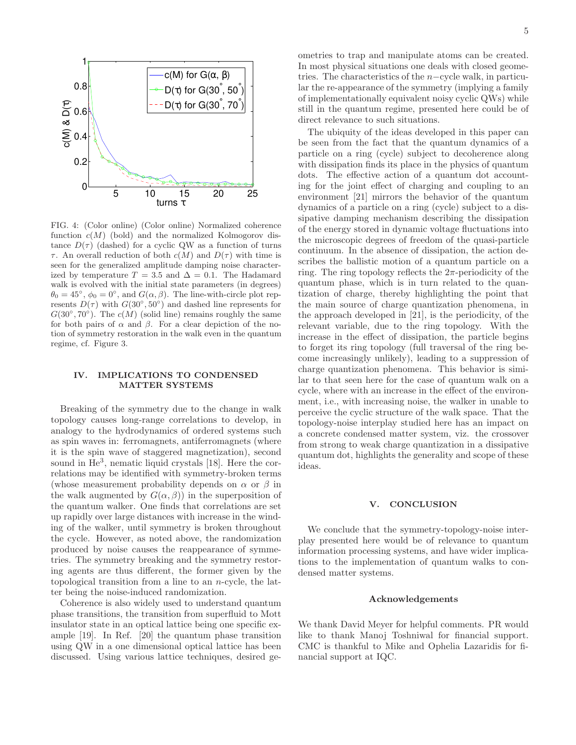FIG. 4: (Color online) (Color online) Normalized coherence function $c(M)$ (bold) and the normalized Kolmogorov distance $D(\tau)$ (dashed) for a cyclic QW as a function of turns $\tau$. An overall reduction of both $c(M)$ and $D(\tau)$ with time is seen for the generalized amplitude damping noise characterized by temperature $T = 3.5$ and $\Delta = 0.1$. The Hadamard walk is evolved with the initial state parameters (in degrees) $\theta_0 = 45^\circ$, $\phi_0 = 0^\circ$, and $G(\alpha, \beta)$. The line-with-circle plot represents $D(\tau)$ with $G(30^\circ, 50^\circ)$ and dashed line represents for $G(30^\circ, 70^\circ)$. The $c(M)$ (solid line) remains roughly the same for both pairs of $\alpha$ and $\beta$. For a clear depiction of the notion of symmetry restoration in the walk even in the quantum regime, cf. Figure 3.

## IV. IMPLICATIONS TO CONDENSED MATTER SYSTEMS

Breaking of the symmetry due to the change in walk topology causes long-range correlations to develop, in analogy to the hydrodynamics of ordered systems such as spin waves in: ferromagnets, antiferromagnets (where it is the spin wave of staggered magnetization), second sound in $He^3$, nematic liquid crystals [18]. Here the correlations may be identified with symmetry-broken terms (whose measurement probability depends on $\alpha$ or $\beta$ in the walk augmented by $G(\alpha, \beta)$) in the superposition of the quantum walker. One finds that correlations are set up rapidly over large distances with increase in the winding of the walker, until symmetry is broken throughout the cycle. However, as noted above, the randomization produced by noise causes the reappearance of symmetries. The symmetry breaking and the symmetry restoring agents are thus different, the former given by the topological transition from a line to an $n$-cycle, the latter being the noise-induced randomization.

Coherence is also widely used to understand quantum phase transitions, the transition from superfluid to Mott insulator state in an optical lattice being one specific example [19]. In Ref. [20] the quantum phase transition using QW in a one dimensional optical lattice has been discussed. Using various lattice techniques, desired geometries to trap and manipulate atoms can be created. In most physical situations one deals with closed geometries. The characteristics of the $n-$cycle walk, in particular the re-appearance of the symmetry (implying a family of implementationally equivalent noisy cyclic QWs) while still in the quantum regime, presented here could be of direct relevance to such situations.

The ubiquity of the ideas developed in this paper can be seen from the fact that the quantum dynamics of a particle on a ring (cycle) subject to decoherence along with dissipation finds its place in the physics of quantum dots. The effective action of a quantum dot accounting for the joint effect of charging and coupling to an environment [21] mirrors the behavior of the quantum dynamics of a particle on a ring (cycle) subject to a dissipative damping mechanism describing the dissipation of the energy stored in dynamic voltage fluctuations into the microscopic degrees of freedom of the quasi-particle continuum. In the absence of dissipation, the action describes the ballistic motion of a quantum particle on a ring. The ring topology reflects the $2\pi$-periodicity of the quantum phase, which is in turn related to the quantization of charge, thereby highlighting the point that the main source of charge quantization phenomena, in the approach developed in [21], is the periodicity, of the relevant variable, due to the ring topology. With the increase in the effect of dissipation, the particle begins to forget its ring topology (full traversal of the ring become increasingly unlikely), leading to a suppression of charge quantization phenomena. This behavior is similar to that seen here for the case of quantum walk on a cycle, where with an increase in the effect of the environment, i.e., with increasing noise, the walker in unable to perceive the cyclic structure of the walk space. That the topology-noise interplay studied here has an impact on a concrete condensed matter system, viz. the crossover from strong to weak charge quantization in a dissipative quantum dot, highlights the generality and scope of these ideas.

## V. CONCLUSION

We conclude that the symmetry-topology-noise interplay presented here would be of relevance to quantum information processing systems, and have wider implications to the implementation of quantum walks to condensed matter systems.

### Acknowledgements

We thank David Meyer for helpful comments. PR would like to thank Manoj Toshniwal for financial support. CMC is thankful to Mike and Ophelia Lazaridis for financial support at IQC.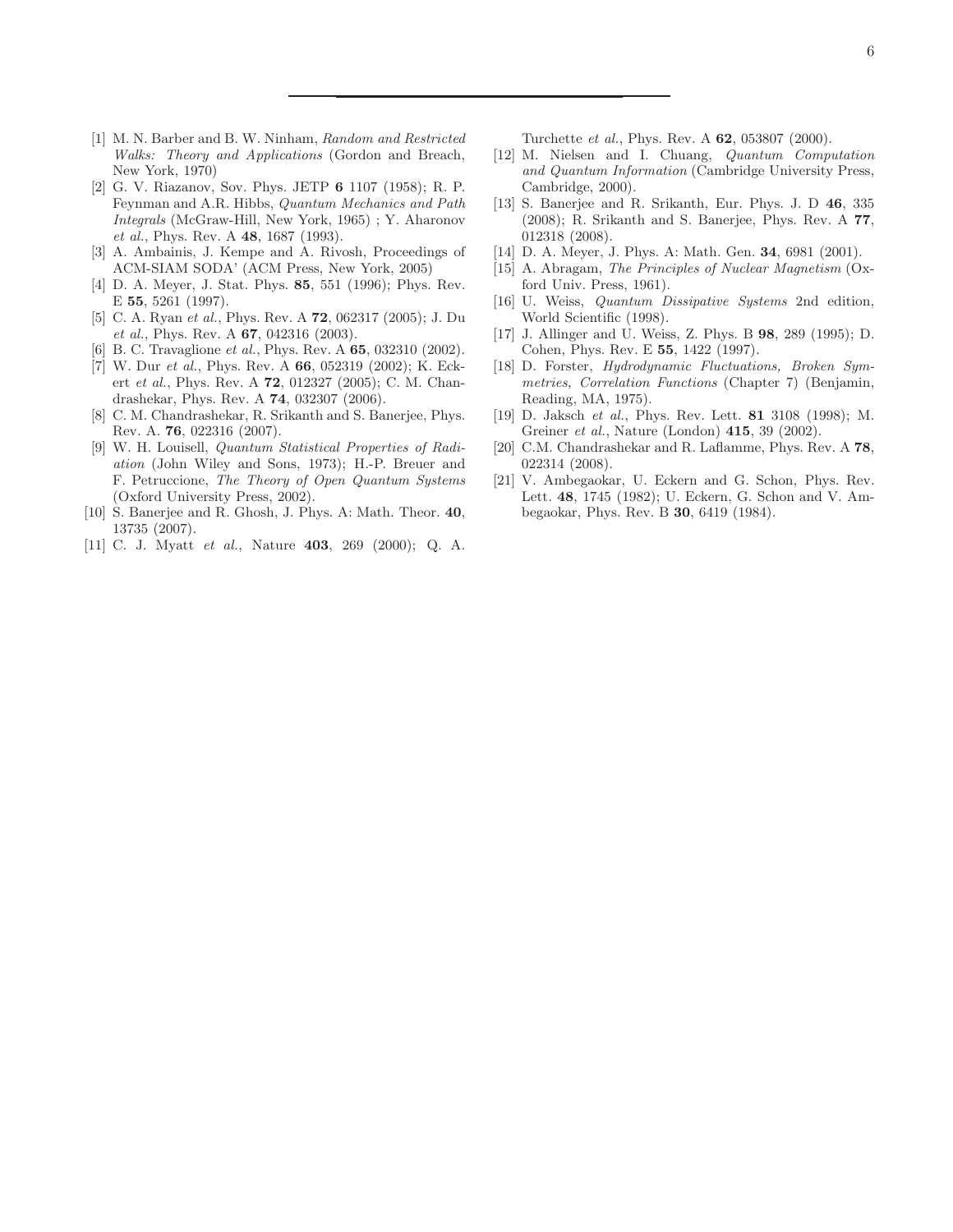[1] M. N. Barber and B. W. Ninham, *Random and Restricted Walks: Theory and Applications* (Gordon and Breach, New York, 1970)

[2] G. V. Riazanov, Sov. Phys. JETP **6** 1107 (1958); R. P. Feynman and A.R. Hibbs, *Quantum Mechanics and Path Integrals* (McGraw-Hill, New York, 1965) ; Y. Aharonov *et al.*, Phys. Rev. A **48**, 1687 (1993).

[3] A. Ambainis, J. Kempe and A. Rivosh, Proceedings of ACM-SIAM SODA' (ACM Press, New York, 2005)

[4] D. A. Meyer, J. Stat. Phys. **85**, 551 (1996); Phys. Rev. E **55**, 5261 (1997).

[5] C. A. Ryan *et al.*, Phys. Rev. A **72**, 062317 (2005); J. Du *et al.*, Phys. Rev. A **67**, 042316 (2003).

[6] B. C. Travaglione *et al.*, Phys. Rev. A **65**, 032310 (2002).

[7] W. Dur *et al.*, Phys. Rev. A **66**, 052319 (2002); K. Eckert *et al.*, Phys. Rev. A **72**, 012327 (2005); C. M. Chandrashekar, Phys. Rev. A **74**, 032307 (2006).

[8] C. M. Chandrashekar, R. Srikanth and S. Banerjee, Phys. Rev. A. **76**, 022316 (2007).

[9] W. H. Louisell, *Quantum Statistical Properties of Radiation* (John Wiley and Sons, 1973); H.-P. Breuer and F. Petruccione, *The Theory of Open Quantum Systems* (Oxford University Press, 2002).

[10] S. Banerjee and R. Ghosh, J. Phys. A: Math. Theor. **40**, 13735 (2007).

[11] C. J. Myatt *et al.*, Nature **403**, 269 (2000); Q. A. Turchette *et al.*, Phys. Rev. A **62**, 053807 (2000).

[12] M. Nielsen and I. Chuang, *Quantum Computation and Quantum Information* (Cambridge University Press, Cambridge, 2000).

[13] S. Banerjee and R. Srikanth, Eur. Phys. J. D **46**, 335 (2008); R. Srikanth and S. Banerjee, Phys. Rev. A **77**, 012318 (2008).

[14] D. A. Meyer, J. Phys. A: Math. Gen. **34**, 6981 (2001).

[15] A. Abragam, *The Principles of Nuclear Magnetism* (Oxford Univ. Press, 1961).

[16] U. Weiss, *Quantum Dissipative Systems* 2nd edition, World Scientific (1998).

[17] J. Allinger and U. Weiss, Z. Phys. B **98**, 289 (1995); D. Cohen, Phys. Rev. E **55**, 1422 (1997).

[18] D. Forster, *Hydrodynamic Fluctuations, Broken Symmetries, Correlation Functions* (Chapter 7) (Benjamin, Reading, MA, 1975).

[19] D. Jaksch *et al.*, Phys. Rev. Lett. **81** 3108 (1998); M. Greiner *et al.*, Nature (London) **415**, 39 (2002).

[20] C.M. Chandrashekar and R. Laflamme, Phys. Rev. A **78**, 022314 (2008).

[21] V. Ambegaokar, U. Eckern and G. Schon, Phys. Rev. Lett. **48**, 1745 (1982); U. Eckern, G. Schon and V. Ambegaokar, Phys. Rev. B **30**, 6419 (1984).